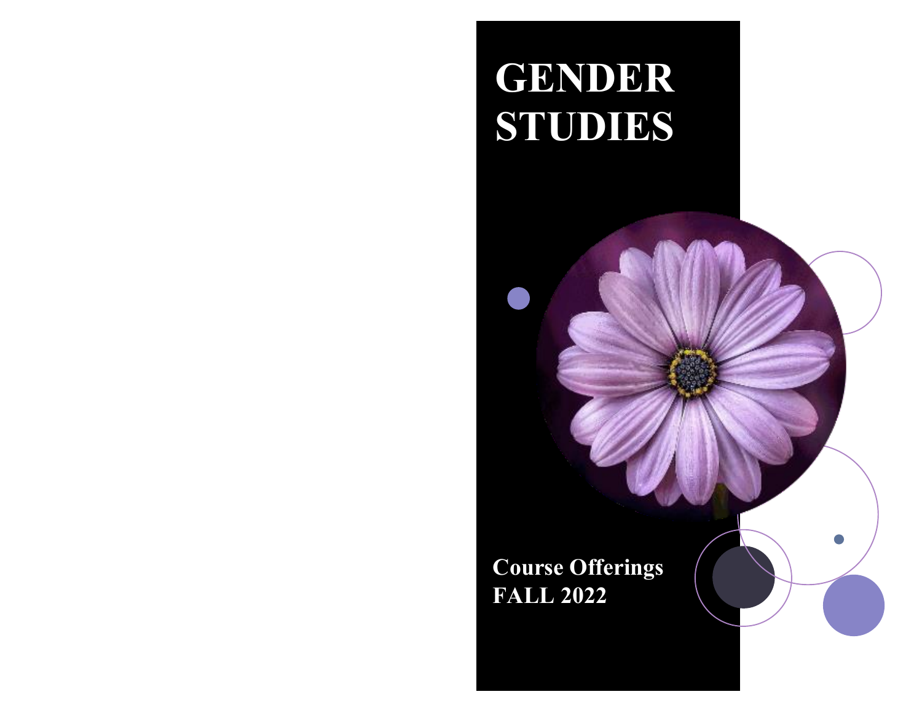# GENDER STUDIES

**Course Offerings**
**FALL 2022**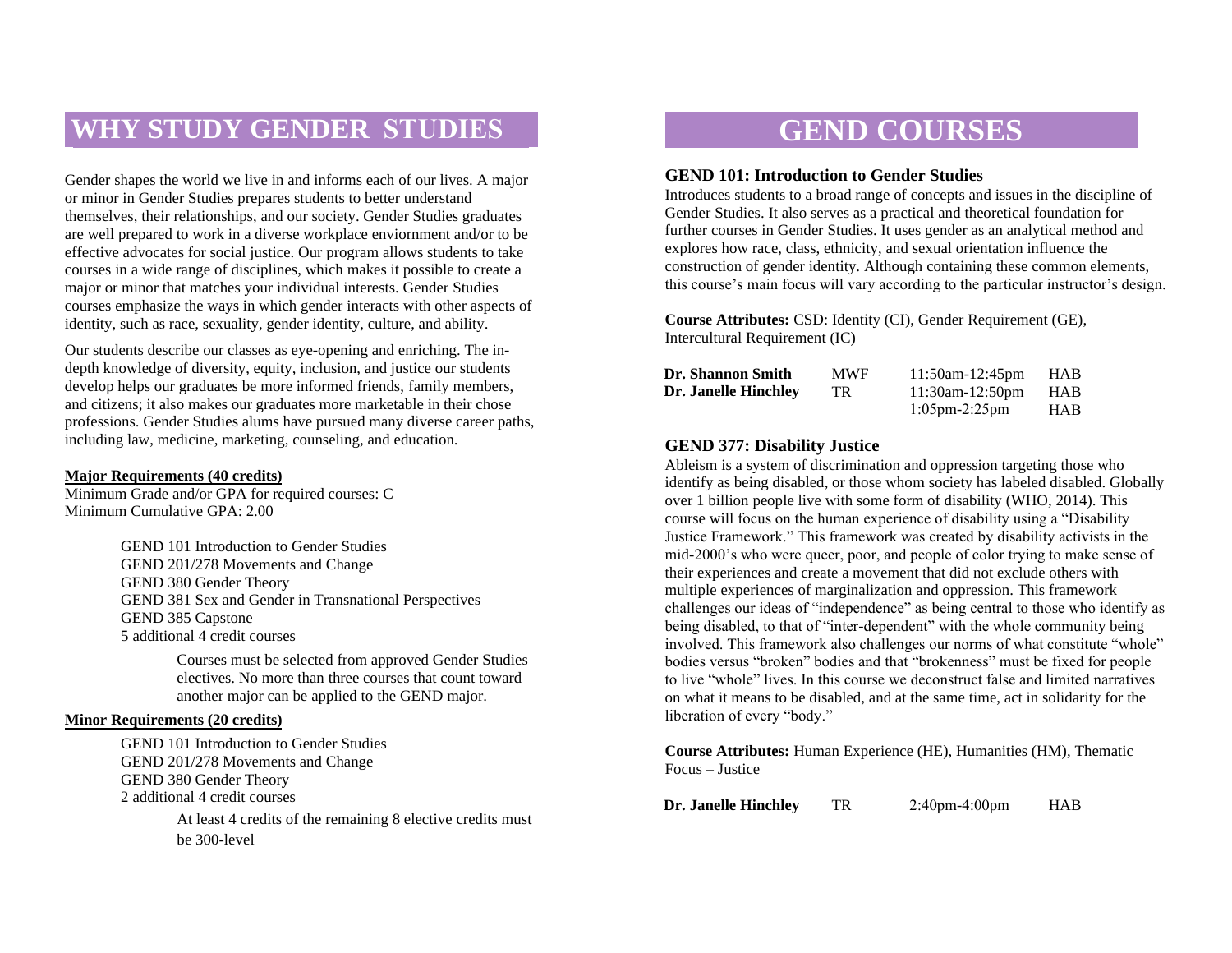# WHY STUDY GENDER STUDIES

Gender shapes the world we live in and informs each of our lives. A major or minor in Gender Studies prepares students to better understand themselves, their relationships, and our society. Gender Studies graduates are well prepared to work in a diverse workplace enviornment and/or to be effective advocates for social justice. Our program allows students to take courses in a wide range of disciplines, which makes it possible to create a major or minor that matches your individual interests. Gender Studies courses emphasize the ways in which gender interacts with other aspects of identity, such as race, sexuality, gender identity, culture, and ability.

Our students describe our classes as eye-opening and enriching. The in-depth knowledge of diversity, equity, inclusion, and justice our students develop helps our graduates be more informed friends, family members, and citizens; it also makes our graduates more marketable in their chose professions. Gender Studies alums have pursued many diverse career paths, including law, medicine, marketing, counseling, and education.

**Major Requirements (40 credits)**

Minimum Grade and/or GPA for required courses: C
Minimum Cumulative GPA: 2.00

- GEND 101 Introduction to Gender Studies
- GEND 201/278 Movements and Change
- GEND 380 Gender Theory
- GEND 381 Sex and Gender in Transnational Perspectives
- GEND 385 Capstone
- 5 additional 4 credit courses
  - Courses must be selected from approved Gender Studies electives. No more than three courses that count toward another major can be applied to the GEND major.

**Minor Requirements (20 credits)**

- GEND 101 Introduction to Gender Studies
- GEND 201/278 Movements and Change
- GEND 380 Gender Theory
- 2 additional 4 credit courses
  - At least 4 credits of the remaining 8 elective credits must be 300-level

# GEND COURSES

### GEND 101: Introduction to Gender Studies

Introduces students to a broad range of concepts and issues in the discipline of Gender Studies. It also serves as a practical and theoretical foundation for further courses in Gender Studies. It uses gender as an analytical method and explores how race, class, ethnicity, and sexual orientation influence the construction of gender identity. Although containing these common elements, this course's main focus will vary according to the particular instructor's design.

**Course Attributes:** CSD: Identity (CI), Gender Requirement (GE), Intercultural Requirement (IC)

| | | | |
|---|---|---|---|
| **Dr. Shannon Smith** | MWF | 11:50am-12:45pm | HAB |
| **Dr. Janelle Hinchley** | TR | 11:30am-12:50pm | HAB |
| | | 1:05pm-2:25pm | HAB |

### GEND 377: Disability Justice

Ableism is a system of discrimination and oppression targeting those who identify as being disabled, or those whom society has labeled disabled. Globally over 1 billion people live with some form of disability (WHO, 2014). This course will focus on the human experience of disability using a "Disability Justice Framework." This framework was created by disability activists in the mid-2000's who were queer, poor, and people of color trying to make sense of their experiences and create a movement that did not exclude others with multiple experiences of marginalization and oppression. This framework challenges our ideas of "independence" as being central to those who identify as being disabled, to that of "inter-dependent" with the whole community being involved. This framework also challenges our norms of what constitute "whole" bodies versus "broken" bodies and that "brokenness" must be fixed for people to live "whole" lives. In this course we deconstruct false and limited narratives on what it means to be disabled, and at the same time, act in solidarity for the liberation of every "body."

**Course Attributes:** Human Experience (HE), Humanities (HM), Thematic Focus – Justice

| | | | |
|---|---|---|---|
| **Dr. Janelle Hinchley** | TR | 2:40pm-4:00pm | HAB |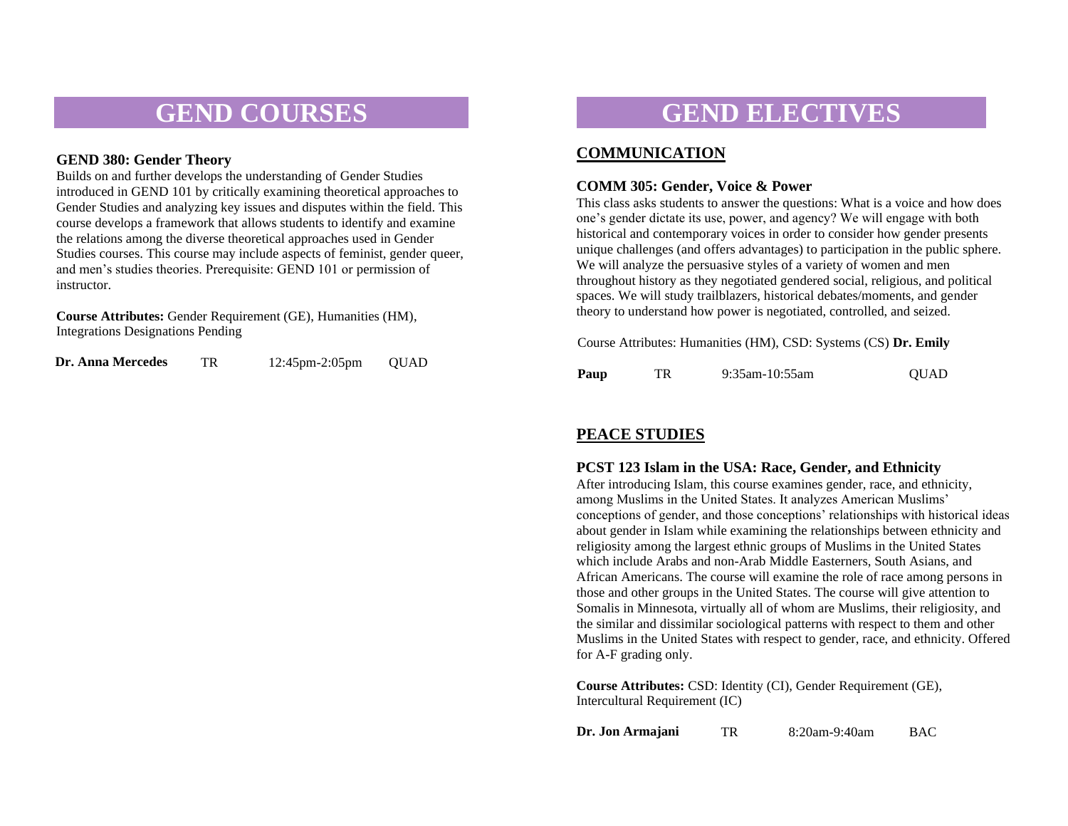# GEND COURSES

**GEND 380: Gender Theory**

Builds on and further develops the understanding of Gender Studies introduced in GEND 101 by critically examining theoretical approaches to Gender Studies and analyzing key issues and disputes within the field. This course develops a framework that allows students to identify and examine the relations among the diverse theoretical approaches used in Gender Studies courses. This course may include aspects of feminist, gender queer, and men's studies theories. Prerequisite: GEND 101 or permission of instructor.

**Course Attributes:** Gender Requirement (GE), Humanities (HM), Integrations Designations Pending

**Dr. Anna Mercedes** TR 12:45pm-2:05pm QUAD

# GEND ELECTIVES

## COMMUNICATION

**COMM 305: Gender, Voice & Power**

This class asks students to answer the questions: What is a voice and how does one's gender dictate its use, power, and agency? We will engage with both historical and contemporary voices in order to consider how gender presents unique challenges (and offers advantages) to participation in the public sphere. We will analyze the persuasive styles of a variety of women and men throughout history as they negotiated gendered social, religious, and political spaces. We will study trailblazers, historical debates/moments, and gender theory to understand how power is negotiated, controlled, and seized.

Course Attributes: Humanities (HM), CSD: Systems (CS) **Dr. Emily Paup** TR 9:35am-10:55am QUAD

## PEACE STUDIES

**PCST 123 Islam in the USA: Race, Gender, and Ethnicity**

After introducing Islam, this course examines gender, race, and ethnicity, among Muslims in the United States. It analyzes American Muslims' conceptions of gender, and those conceptions' relationships with historical ideas about gender in Islam while examining the relationships between ethnicity and religiosity among the largest ethnic groups of Muslims in the United States which include Arabs and non-Arab Middle Easterners, South Asians, and African Americans. The course will examine the role of race among persons in those and other groups in the United States. The course will give attention to Somalis in Minnesota, virtually all of whom are Muslims, their religiosity, and the similar and dissimilar sociological patterns with respect to them and other Muslims in the United States with respect to gender, race, and ethnicity. Offered for A-F grading only.

**Course Attributes:** CSD: Identity (CI), Gender Requirement (GE), Intercultural Requirement (IC)

**Dr. Jon Armajani** TR 8:20am-9:40am BAC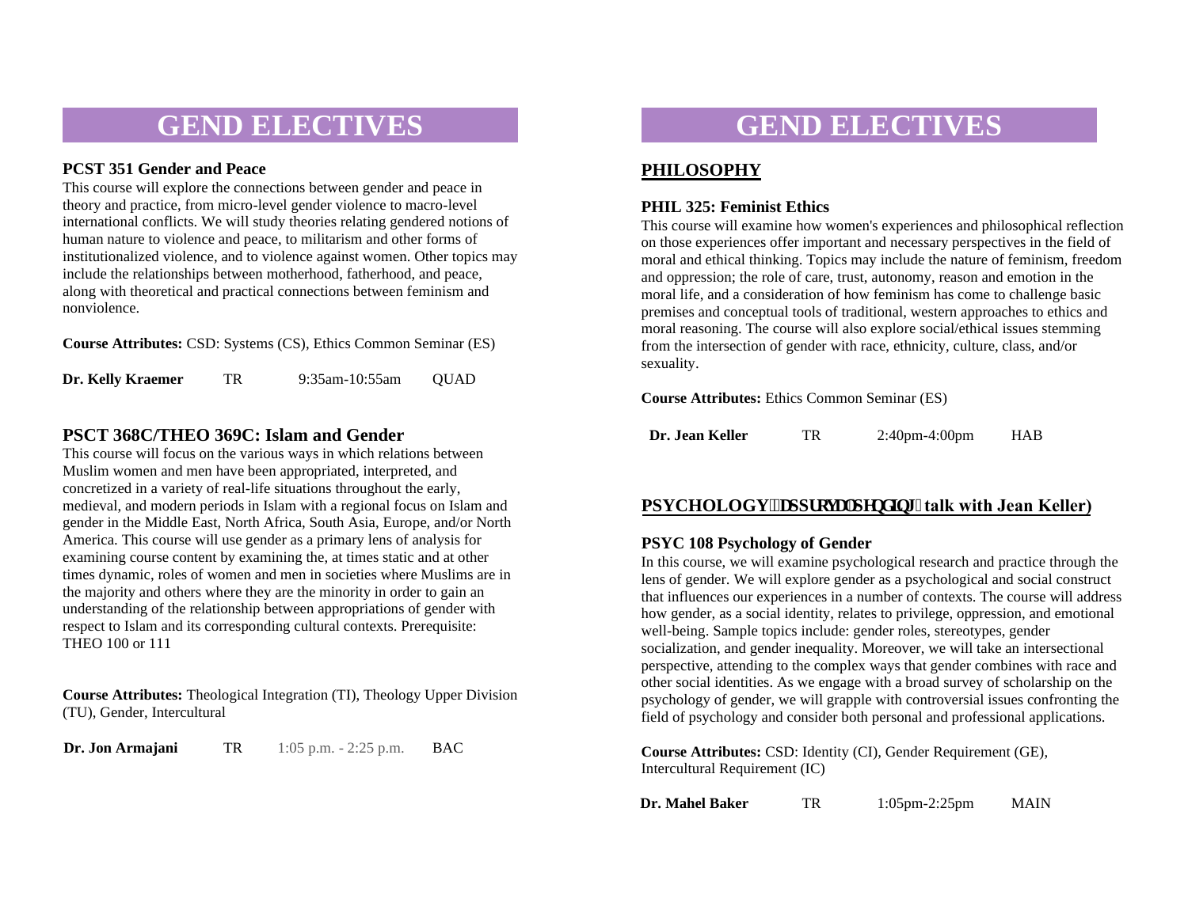# GEND ELECTIVES

### PCST 351 Gender and Peace

This course will explore the connections between gender and peace in theory and practice, from micro-level gender violence to macro-level international conflicts. We will study theories relating gendered notions of human nature to violence and peace, to militarism and other forms of institutionalized violence, and to violence against women. Other topics may include the relationships between motherhood, fatherhood, and peace, along with theoretical and practical connections between feminism and nonviolence.

**Course Attributes:** CSD: Systems (CS), Ethics Common Seminar (ES)

**Dr. Kelly Kraemer** TR 9:35am-10:55am QUAD

### PSCT 368C/THEO 369C: Islam and Gender

This course will focus on the various ways in which relations between Muslim women and men have been appropriated, interpreted, and concretized in a variety of real-life situations throughout the early, medieval, and modern periods in Islam with a regional focus on Islam and gender in the Middle East, North Africa, South Asia, Europe, and/or North America. This course will use gender as a primary lens of analysis for examining course content by examining the, at times static and at other times dynamic, roles of women and men in societies where Muslims are in the majority and others where they are the minority in order to gain an understanding of the relationship between appropriations of gender with respect to Islam and its corresponding cultural contexts. Prerequisite: THEO 100 or 111

**Course Attributes:** Theological Integration (TI), Theology Upper Division (TU), Gender, Intercultural

**Dr. Jon Armajani** TR 1:05 p.m. - 2:25 p.m. BAC

# GEND ELECTIVES

## PHILOSOPHY

### PHIL 325: Feminist Ethics

This course will examine how women's experiences and philosophical reflection on those experiences offer important and necessary perspectives in the field of moral and ethical thinking. Topics may include the nature of feminism, freedom and oppression; the role of care, trust, autonomy, reason and emotion in the moral life, and a consideration of how feminism has come to challenge basic premises and conceptual tools of traditional, western approaches to ethics and moral reasoning. The course will also explore social/ethical issues stemming from the intersection of gender with race, ethnicity, culture, class, and/or sexuality.

**Course Attributes:** Ethics Common Seminar (ES)

**Dr. Jean Keller** TR 2:40pm-4:00pm HAB

## PSYCHOLOGY (approval pending, talk with Jean Keller)

### PSYC 108 Psychology of Gender

In this course, we will examine psychological research and practice through the lens of gender. We will explore gender as a psychological and social construct that influences our experiences in a number of contexts. The course will address how gender, as a social identity, relates to privilege, oppression, and emotional well-being. Sample topics include: gender roles, stereotypes, gender socialization, and gender inequality. Moreover, we will take an intersectional perspective, attending to the complex ways that gender combines with race and other social identities. As we engage with a broad survey of scholarship on the psychology of gender, we will grapple with controversial issues confronting the field of psychology and consider both personal and professional applications.

**Course Attributes:** CSD: Identity (CI), Gender Requirement (GE), Intercultural Requirement (IC)

**Dr. Mahel Baker** TR 1:05pm-2:25pm MAIN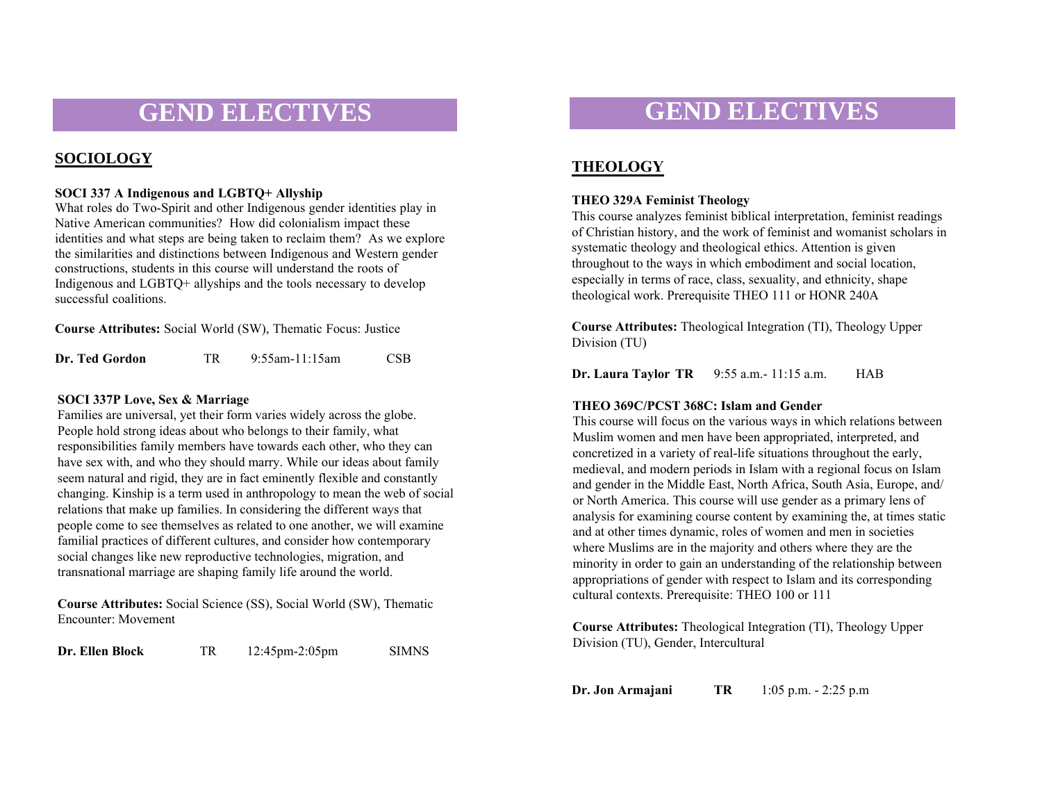# GEND ELECTIVES

## SOCIOLOGY

**SOCI 337 A Indigenous and LGBTQ+ Allyship**

What roles do Two-Spirit and other Indigenous gender identities play in Native American communities? How did colonialism impact these identities and what steps are being taken to reclaim them? As we explore the similarities and distinctions between Indigenous and Western gender constructions, students in this course will understand the roots of Indigenous and LGBTQ+ allyships and the tools necessary to develop successful coalitions.

**Course Attributes:** Social World (SW), Thematic Focus: Justice

**Dr. Ted Gordon** TR 9:55am-11:15am CSB

**SOCI 337P Love, Sex & Marriage**

Families are universal, yet their form varies widely across the globe. People hold strong ideas about who belongs to their family, what responsibilities family members have towards each other, who they can have sex with, and who they should marry. While our ideas about family seem natural and rigid, they are in fact eminently flexible and constantly changing. Kinship is a term used in anthropology to mean the web of social relations that make up families. In considering the different ways that people come to see themselves as related to one another, we will examine familial practices of different cultures, and consider how contemporary social changes like new reproductive technologies, migration, and transnational marriage are shaping family life around the world.

**Course Attributes:** Social Science (SS), Social World (SW), Thematic Encounter: Movement

**Dr. Ellen Block** TR 12:45pm-2:05pm SIMNS

# GEND ELECTIVES

## THEOLOGY

**THEO 329A Feminist Theology**

This course analyzes feminist biblical interpretation, feminist readings of Christian history, and the work of feminist and womanist scholars in systematic theology and theological ethics. Attention is given throughout to the ways in which embodiment and social location, especially in terms of race, class, sexuality, and ethnicity, shape theological work. Prerequisite THEO 111 or HONR 240A

**Course Attributes:** Theological Integration (TI), Theology Upper Division (TU)

**Dr. Laura Taylor TR** 9:55 a.m.- 11:15 a.m. HAB

**THEO 369C/PCST 368C: Islam and Gender**

This course will focus on the various ways in which relations between Muslim women and men have been appropriated, interpreted, and concretized in a variety of real-life situations throughout the early, medieval, and modern periods in Islam with a regional focus on Islam and gender in the Middle East, North Africa, South Asia, Europe, and/or North America. This course will use gender as a primary lens of analysis for examining course content by examining the, at times static and at other times dynamic, roles of women and men in societies where Muslims are in the majority and others where they are the minority in order to gain an understanding of the relationship between appropriations of gender with respect to Islam and its corresponding cultural contexts. Prerequisite: THEO 100 or 111

**Course Attributes:** Theological Integration (TI), Theology Upper Division (TU), Gender, Intercultural

**Dr. Jon Armajani** **TR** 1:05 p.m. - 2:25 p.m